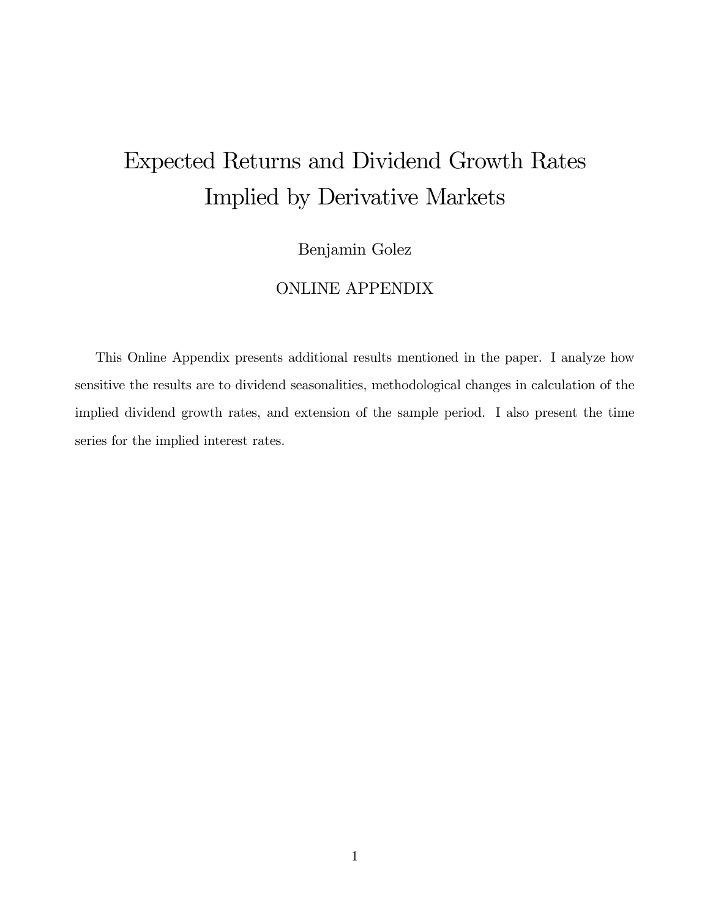# Expected Returns and Dividend Growth Rates Implied by Derivative Markets

Benjamin Golez

ONLINE APPENDIX

This Online Appendix presents additional results mentioned in the paper. I analyze how sensitive the results are to dividend seasonalities, methodological changes in calculation of the implied dividend growth rates, and extension of the sample period. I also present the time series for the implied interest rates.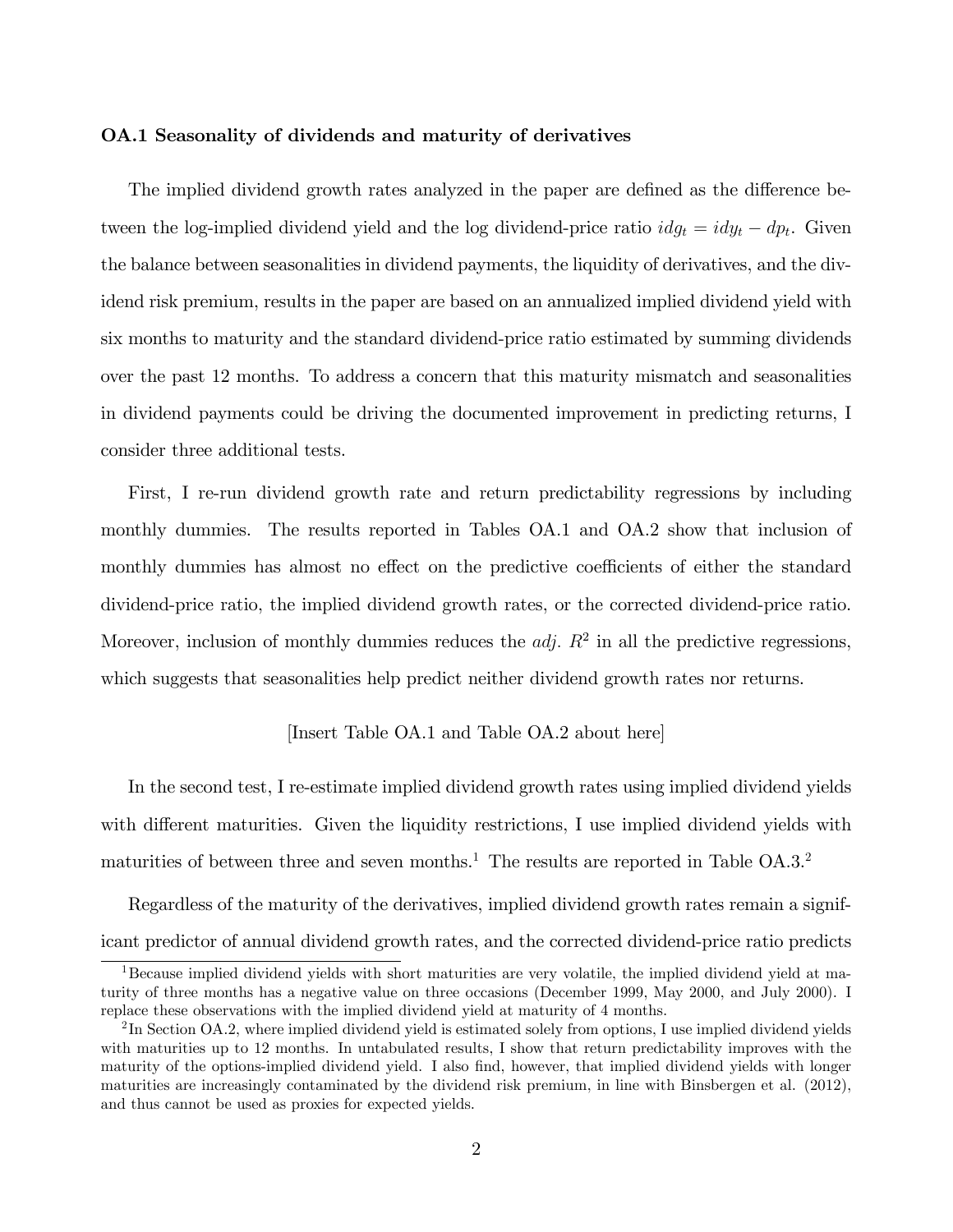### OA.1 Seasonality of dividends and maturity of derivatives

The implied dividend growth rates analyzed in the paper are defined as the difference between the log-implied dividend yield and the log dividend-price ratio $idg_t = idy_t - dp_t$. Given the balance between seasonalities in dividend payments, the liquidity of derivatives, and the dividend risk premium, results in the paper are based on an annualized implied dividend yield with six months to maturity and the standard dividend-price ratio estimated by summing dividends over the past 12 months. To address a concern that this maturity mismatch and seasonalities in dividend payments could be driving the documented improvement in predicting returns, I consider three additional tests.

First, I re-run dividend growth rate and return predictability regressions by including monthly dummies. The results reported in Tables OA.1 and OA.2 show that inclusion of monthly dummies has almost no effect on the predictive coefficients of either the standard dividend-price ratio, the implied dividend growth rates, or the corrected dividend-price ratio. Moreover, inclusion of monthly dummies reduces the *adj.* $R^2$ in all the predictive regressions, which suggests that seasonalities help predict neither dividend growth rates nor returns.

[Insert Table OA.1 and Table OA.2 about here]

In the second test, I re-estimate implied dividend growth rates using implied dividend yields with different maturities. Given the liquidity restrictions, I use implied dividend yields with maturities of between three and seven months.[1] The results are reported in Table OA.3.[2]

Regardless of the maturity of the derivatives, implied dividend growth rates remain a significant predictor of annual dividend growth rates, and the corrected dividend-price ratio predicts

[1] Because implied dividend yields with short maturities are very volatile, the implied dividend yield at maturity of three months has a negative value on three occasions (December 1999, May 2000, and July 2000). I replace these observations with the implied dividend yield at maturity of 4 months.

[2] In Section OA.2, where implied dividend yield is estimated solely from options, I use implied dividend yields with maturities up to 12 months. In untabulated results, I show that return predictability improves with the maturity of the options-implied dividend yield. I also find, however, that implied dividend yields with longer maturities are increasingly contaminated by the dividend risk premium, in line with Binsbergen et al. (2012), and thus cannot be used as proxies for expected yields.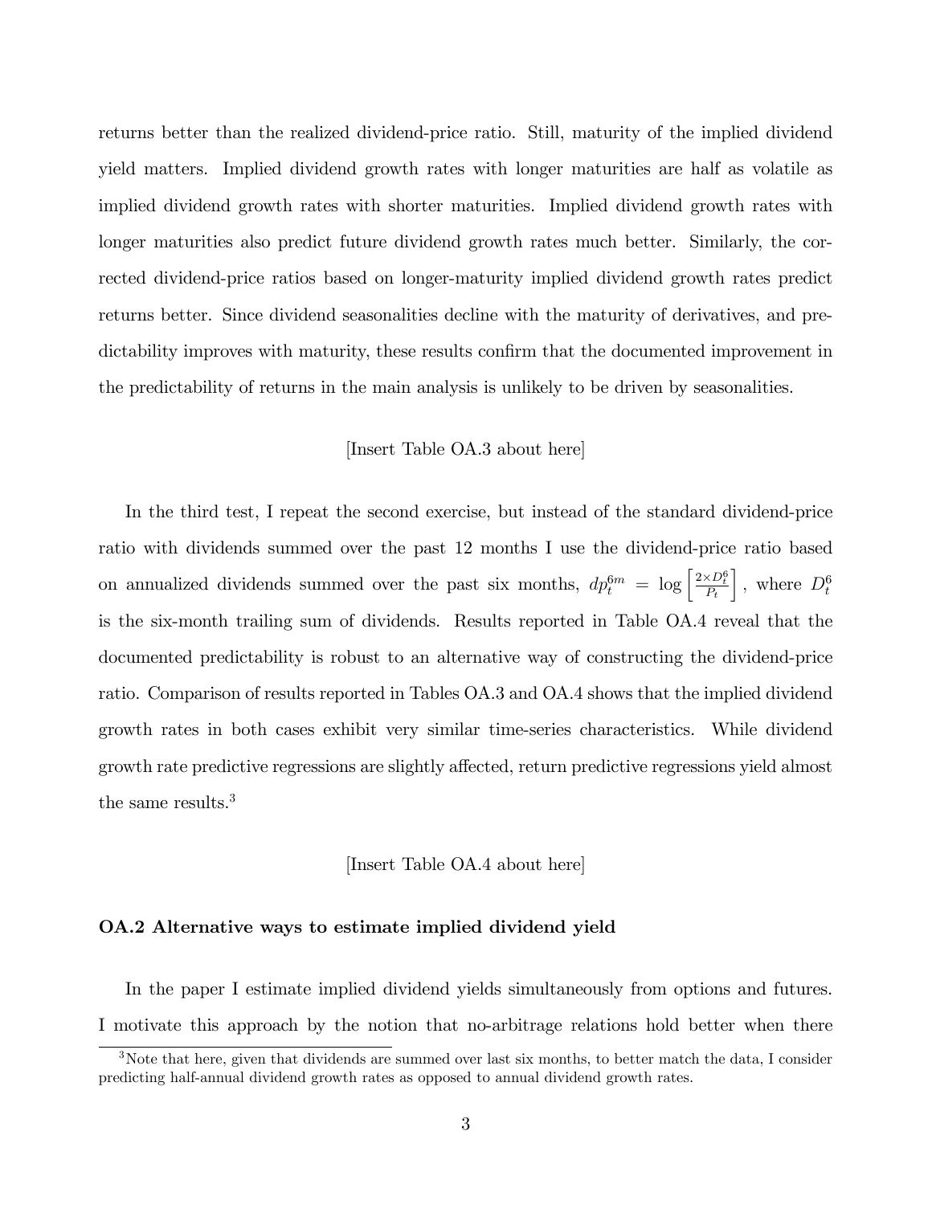returns better than the realized dividend-price ratio. Still, maturity of the implied dividend yield matters. Implied dividend growth rates with longer maturities are half as volatile as implied dividend growth rates with shorter maturities. Implied dividend growth rates with longer maturities also predict future dividend growth rates much better. Similarly, the corrected dividend-price ratios based on longer-maturity implied dividend growth rates predict returns better. Since dividend seasonalities decline with the maturity of derivatives, and predictability improves with maturity, these results confirm that the documented improvement in the predictability of returns in the main analysis is unlikely to be driven by seasonalities.

[Insert Table OA.3 about here]

In the third test, I repeat the second exercise, but instead of the standard dividend-price ratio with dividends summed over the past 12 months I use the dividend-price ratio based on annualized dividends summed over the past six months, $dp_t^{6m} = \log\left[\frac{2\times D_t^6}{P_t}\right]$, where $D_t^6$ is the six-month trailing sum of dividends. Results reported in Table OA.4 reveal that the documented predictability is robust to an alternative way of constructing the dividend-price ratio. Comparison of results reported in Tables OA.3 and OA.4 shows that the implied dividend growth rates in both cases exhibit very similar time-series characteristics. While dividend growth rate predictive regressions are slightly affected, return predictive regressions yield almost the same results.[3]

[Insert Table OA.4 about here]

### OA.2 Alternative ways to estimate implied dividend yield

In the paper I estimate implied dividend yields simultaneously from options and futures. I motivate this approach by the notion that no-arbitrage relations hold better when there

[3] Note that here, given that dividends are summed over last six months, to better match the data, I consider predicting half-annual dividend growth rates as opposed to annual dividend growth rates.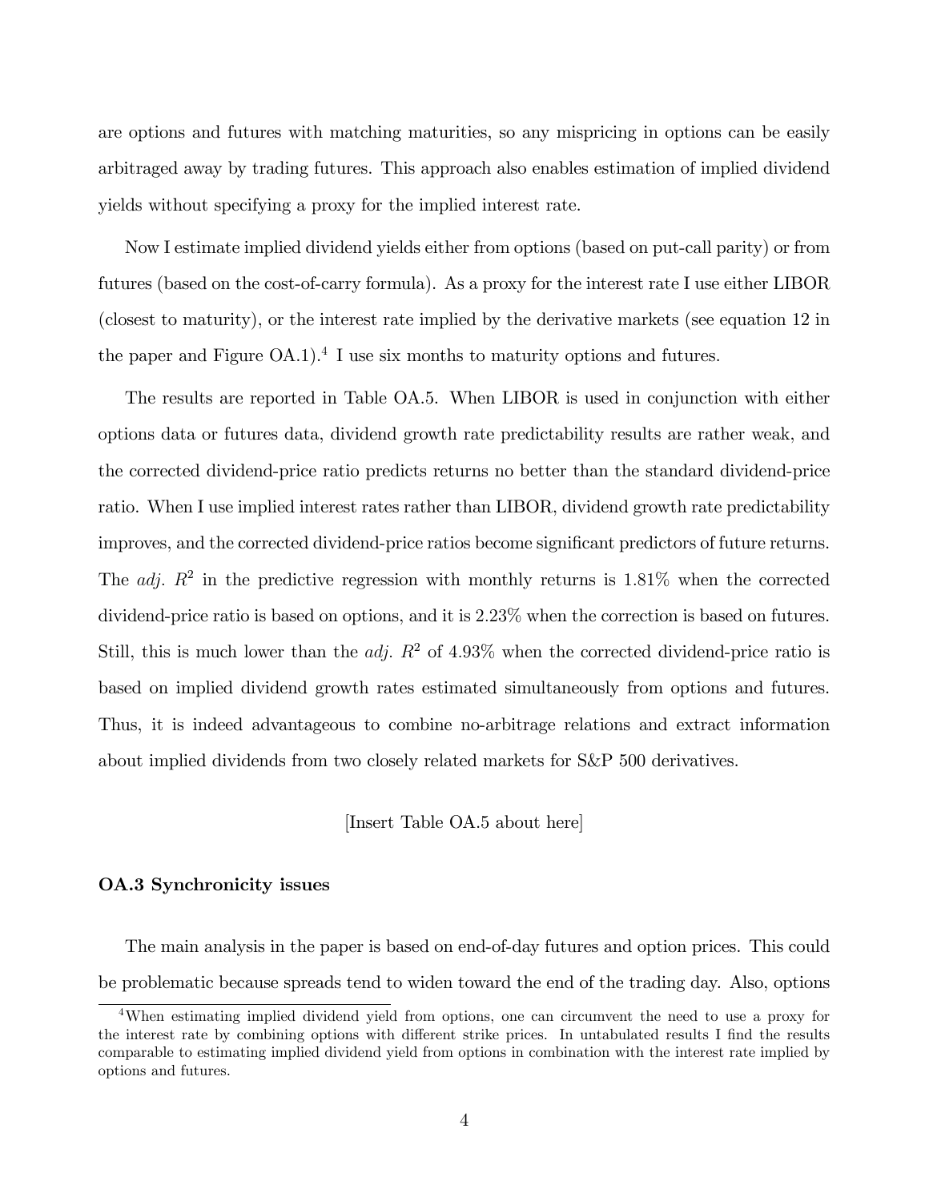are options and futures with matching maturities, so any mispricing in options can be easily arbitraged away by trading futures. This approach also enables estimation of implied dividend yields without specifying a proxy for the implied interest rate.

Now I estimate implied dividend yields either from options (based on put-call parity) or from futures (based on the cost-of-carry formula). As a proxy for the interest rate I use either LIBOR (closest to maturity), or the interest rate implied by the derivative markets (see equation 12 in the paper and Figure OA.1).[4] I use six months to maturity options and futures.

The results are reported in Table OA.5. When LIBOR is used in conjunction with either options data or futures data, dividend growth rate predictability results are rather weak, and the corrected dividend-price ratio predicts returns no better than the standard dividend-price ratio. When I use implied interest rates rather than LIBOR, dividend growth rate predictability improves, and the corrected dividend-price ratios become significant predictors of future returns. The *adj.* $R^2$ in the predictive regression with monthly returns is 1.81% when the corrected dividend-price ratio is based on options, and it is 2.23% when the correction is based on futures. Still, this is much lower than the *adj.* $R^2$ of 4.93% when the corrected dividend-price ratio is based on implied dividend growth rates estimated simultaneously from options and futures. Thus, it is indeed advantageous to combine no-arbitrage relations and extract information about implied dividends from two closely related markets for S&P 500 derivatives.

[Insert Table OA.5 about here]

### OA.3 Synchronicity issues

The main analysis in the paper is based on end-of-day futures and option prices. This could be problematic because spreads tend to widen toward the end of the trading day. Also, options

[4] When estimating implied dividend yield from options, one can circumvent the need to use a proxy for the interest rate by combining options with different strike prices. In untabulated results I find the results comparable to estimating implied dividend yield from options in combination with the interest rate implied by options and futures.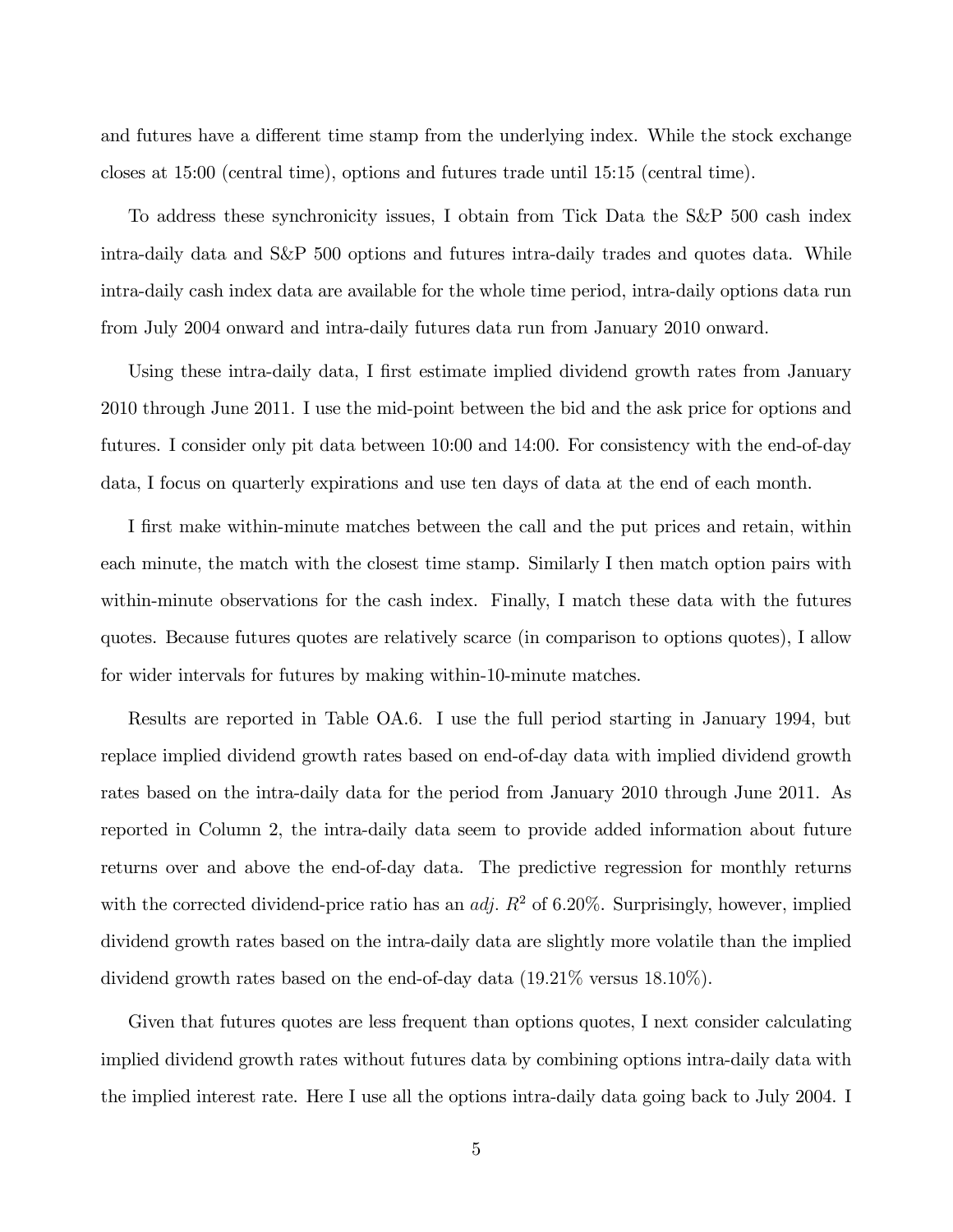and futures have a different time stamp from the underlying index. While the stock exchange closes at 15:00 (central time), options and futures trade until 15:15 (central time).

To address these synchronicity issues, I obtain from Tick Data the S&P 500 cash index intra-daily data and S&P 500 options and futures intra-daily trades and quotes data. While intra-daily cash index data are available for the whole time period, intra-daily options data run from July 2004 onward and intra-daily futures data run from January 2010 onward.

Using these intra-daily data, I first estimate implied dividend growth rates from January 2010 through June 2011. I use the mid-point between the bid and the ask price for options and futures. I consider only pit data between 10:00 and 14:00. For consistency with the end-of-day data, I focus on quarterly expirations and use ten days of data at the end of each month.

I first make within-minute matches between the call and the put prices and retain, within each minute, the match with the closest time stamp. Similarly I then match option pairs with within-minute observations for the cash index. Finally, I match these data with the futures quotes. Because futures quotes are relatively scarce (in comparison to options quotes), I allow for wider intervals for futures by making within-10-minute matches.

Results are reported in Table OA.6. I use the full period starting in January 1994, but replace implied dividend growth rates based on end-of-day data with implied dividend growth rates based on the intra-daily data for the period from January 2010 through June 2011. As reported in Column 2, the intra-daily data seem to provide added information about future returns over and above the end-of-day data. The predictive regression for monthly returns with the corrected dividend-price ratio has an *adj.* $R^2$ of 6.20%. Surprisingly, however, implied dividend growth rates based on the intra-daily data are slightly more volatile than the implied dividend growth rates based on the end-of-day data (19.21% versus 18.10%).

Given that futures quotes are less frequent than options quotes, I next consider calculating implied dividend growth rates without futures data by combining options intra-daily data with the implied interest rate. Here I use all the options intra-daily data going back to July 2004. I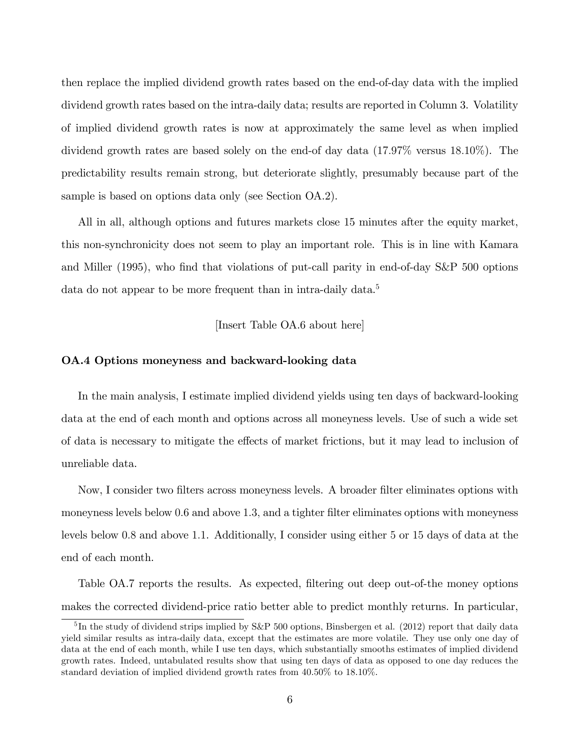then replace the implied dividend growth rates based on the end-of-day data with the implied dividend growth rates based on the intra-daily data; results are reported in Column 3. Volatility of implied dividend growth rates is now at approximately the same level as when implied dividend growth rates are based solely on the end-of day data (17.97% versus 18.10%). The predictability results remain strong, but deteriorate slightly, presumably because part of the sample is based on options data only (see Section OA.2).

All in all, although options and futures markets close 15 minutes after the equity market, this non-synchronicity does not seem to play an important role. This is in line with Kamara and Miller (1995), who find that violations of put-call parity in end-of-day S&P 500 options data do not appear to be more frequent than in intra-daily data.[5]

[Insert Table OA.6 about here]

### OA.4 Options moneyness and backward-looking data

In the main analysis, I estimate implied dividend yields using ten days of backward-looking data at the end of each month and options across all moneyness levels. Use of such a wide set of data is necessary to mitigate the effects of market frictions, but it may lead to inclusion of unreliable data.

Now, I consider two filters across moneyness levels. A broader filter eliminates options with moneyness levels below 0.6 and above 1.3, and a tighter filter eliminates options with moneyness levels below 0.8 and above 1.1. Additionally, I consider using either 5 or 15 days of data at the end of each month.

Table OA.7 reports the results. As expected, filtering out deep out-of-the money options makes the corrected dividend-price ratio better able to predict monthly returns. In particular,

[5] In the study of dividend strips implied by S&P 500 options, Binsbergen et al. (2012) report that daily data yield similar results as intra-daily data, except that the estimates are more volatile. They use only one day of data at the end of each month, while I use ten days, which substantially smooths estimates of implied dividend growth rates. Indeed, untabulated results show that using ten days of data as opposed to one day reduces the standard deviation of implied dividend growth rates from 40.50% to 18.10%.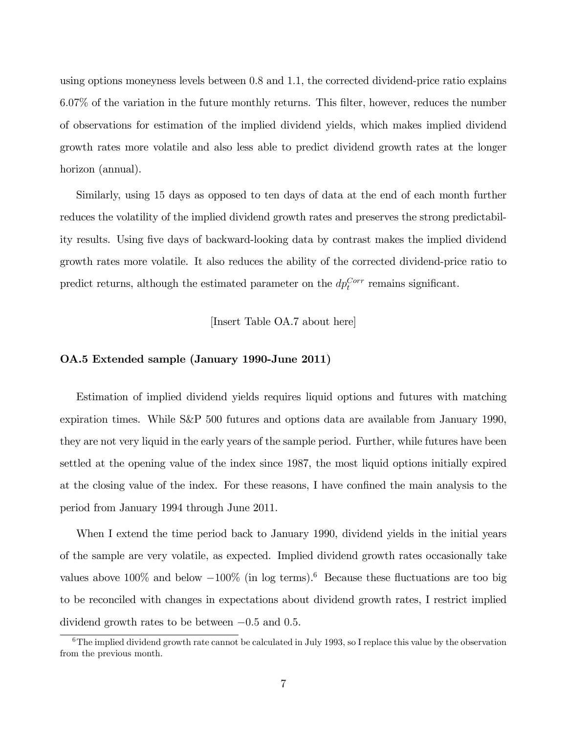using options moneyness levels between 0.8 and 1.1, the corrected dividend-price ratio explains 6.07% of the variation in the future monthly returns. This filter, however, reduces the number of observations for estimation of the implied dividend yields, which makes implied dividend growth rates more volatile and also less able to predict dividend growth rates at the longer horizon (annual).

Similarly, using 15 days as opposed to ten days of data at the end of each month further reduces the volatility of the implied dividend growth rates and preserves the strong predictability results. Using five days of backward-looking data by contrast makes the implied dividend growth rates more volatile. It also reduces the ability of the corrected dividend-price ratio to predict returns, although the estimated parameter on the $dp_t^{Corr}$ remains significant.

[Insert Table OA.7 about here]

### OA.5 Extended sample (January 1990-June 2011)

Estimation of implied dividend yields requires liquid options and futures with matching expiration times. While S&P 500 futures and options data are available from January 1990, they are not very liquid in the early years of the sample period. Further, while futures have been settled at the opening value of the index since 1987, the most liquid options initially expired at the closing value of the index. For these reasons, I have confined the main analysis to the period from January 1994 through June 2011.

When I extend the time period back to January 1990, dividend yields in the initial years of the sample are very volatile, as expected. Implied dividend growth rates occasionally take values above 100% and below −100% (in log terms).[6] Because these fluctuations are too big to be reconciled with changes in expectations about dividend growth rates, I restrict implied dividend growth rates to be between −0.5 and 0.5.

[6] The implied dividend growth rate cannot be calculated in July 1993, so I replace this value by the observation from the previous month.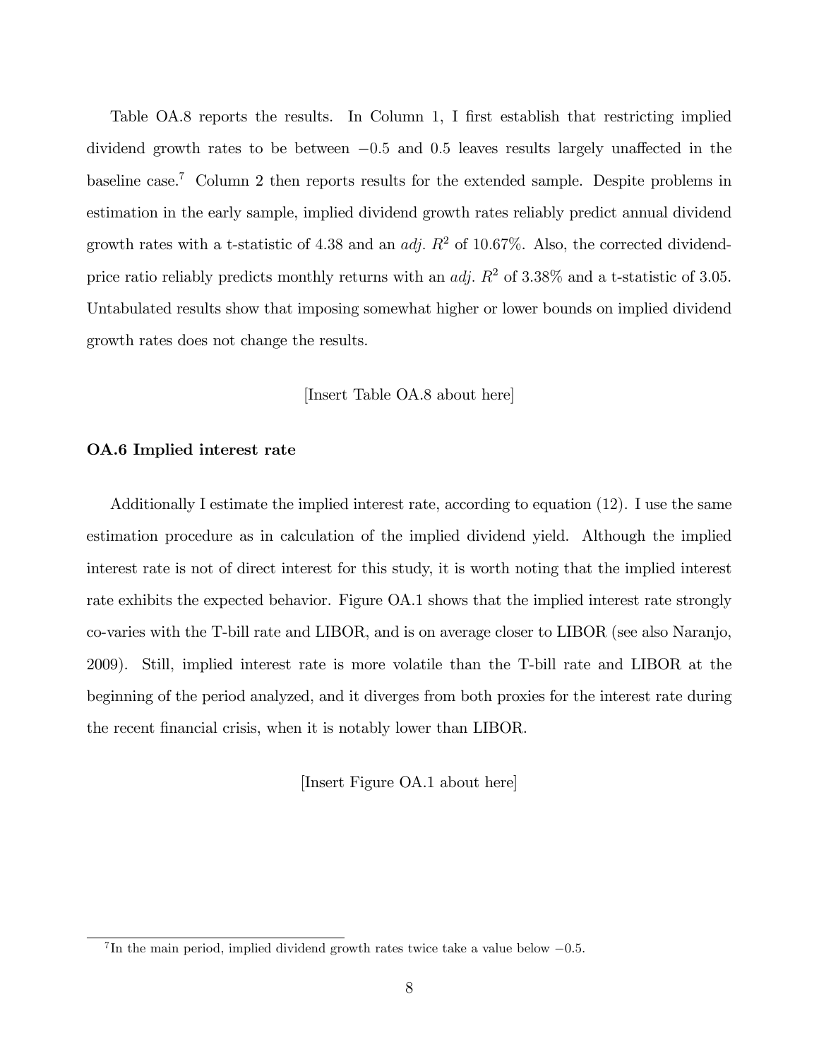Table OA.8 reports the results. In Column 1, I first establish that restricting implied dividend growth rates to be between $-0.5$ and $0.5$ leaves results largely unaffected in the baseline case.[7] Column 2 then reports results for the extended sample. Despite problems in estimation in the early sample, implied dividend growth rates reliably predict annual dividend growth rates with a t-statistic of 4.38 and an *adj.* $R^2$ of 10.67%. Also, the corrected dividend-price ratio reliably predicts monthly returns with an *adj.* $R^2$ of 3.38% and a t-statistic of 3.05. Untabulated results show that imposing somewhat higher or lower bounds on implied dividend growth rates does not change the results.

[Insert Table OA.8 about here]

### OA.6 Implied interest rate

Additionally I estimate the implied interest rate, according to equation (12). I use the same estimation procedure as in calculation of the implied dividend yield. Although the implied interest rate is not of direct interest for this study, it is worth noting that the implied interest rate exhibits the expected behavior. Figure OA.1 shows that the implied interest rate strongly co-varies with the T-bill rate and LIBOR, and is on average closer to LIBOR (see also Naranjo, 2009). Still, implied interest rate is more volatile than the T-bill rate and LIBOR at the beginning of the period analyzed, and it diverges from both proxies for the interest rate during the recent financial crisis, when it is notably lower than LIBOR.

[Insert Figure OA.1 about here]

[7] In the main period, implied dividend growth rates twice take a value below $-0.5$.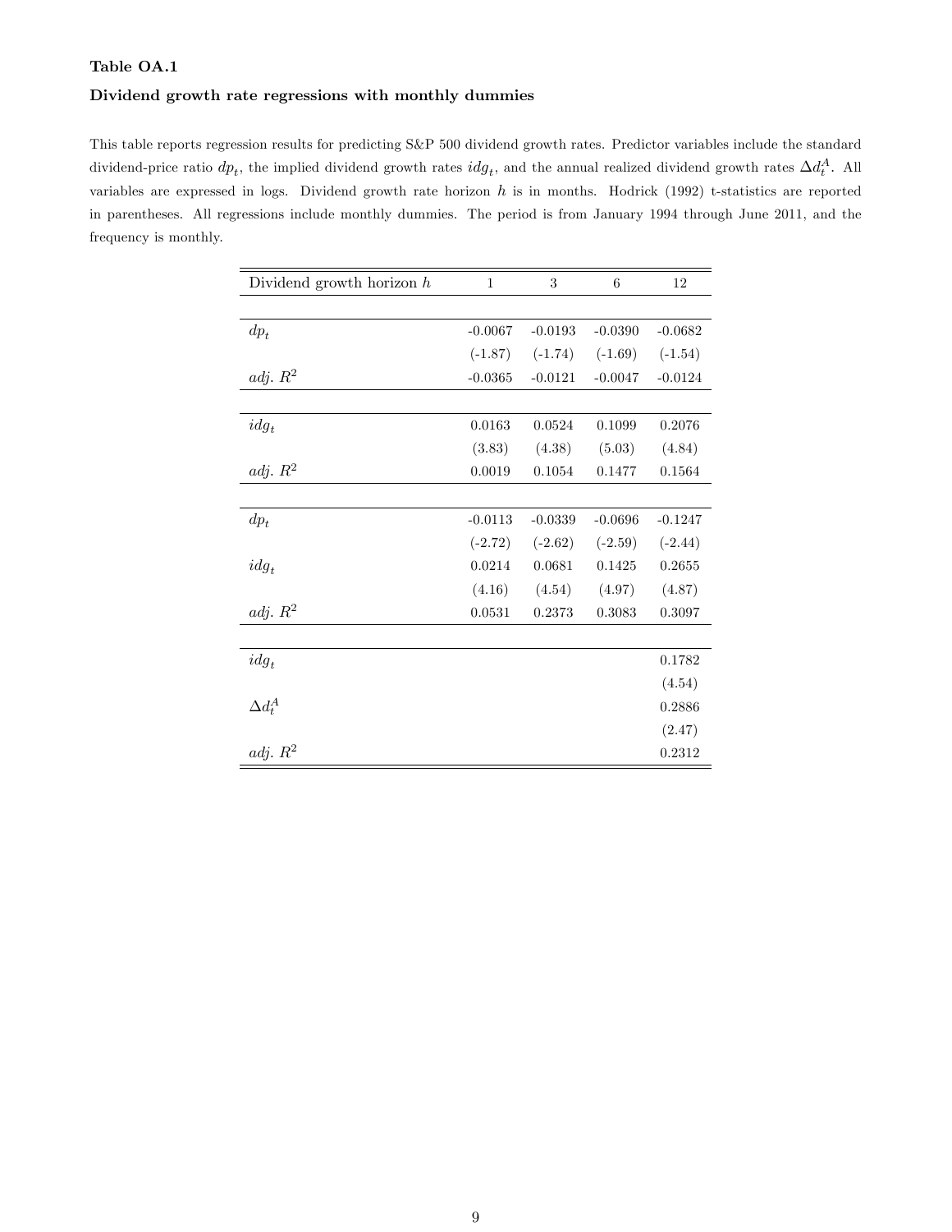**Table OA.1**

**Dividend growth rate regressions with monthly dummies**

This table reports regression results for predicting S&P 500 dividend growth rates. Predictor variables include the standard dividend-price ratio $dp_t$, the implied dividend growth rates $idg_t$, and the annual realized dividend growth rates $\Delta d_t^A$. All variables are expressed in logs. Dividend growth rate horizon $h$ is in months. Hodrick (1992) t-statistics are reported in parentheses. All regressions include monthly dummies. The period is from January 1994 through June 2011, and the frequency is monthly.

| Dividend growth horizon $h$ | 1 | 3 | 6 | 12 |
|---|---|---|---|---|
| $dp_t$ | -0.0067 | -0.0193 | -0.0390 | -0.0682 |
| | (-1.87) | (-1.74) | (-1.69) | (-1.54) |
| $adj.\ R^2$ | -0.0365 | -0.0121 | -0.0047 | -0.0124 |
| | | | | |
| $idg_t$ | 0.0163 | 0.0524 | 0.1099 | 0.2076 |
| | (3.83) | (4.38) | (5.03) | (4.84) |
| $adj.\ R^2$ | 0.0019 | 0.1054 | 0.1477 | 0.1564 |
| | | | | |
| $dp_t$ | -0.0113 | -0.0339 | -0.0696 | -0.1247 |
| | (-2.72) | (-2.62) | (-2.59) | (-2.44) |
| $idg_t$ | 0.0214 | 0.0681 | 0.1425 | 0.2655 |
| | (4.16) | (4.54) | (4.97) | (4.87) |
| $adj.\ R^2$ | 0.0531 | 0.2373 | 0.3083 | 0.3097 |
| | | | | |
| $idg_t$ | | | | 0.1782 |
| | | | | (4.54) |
| $\Delta d_t^A$ | | | | 0.2886 |
| | | | | (2.47) |
| $adj.\ R^2$ | | | | 0.2312 |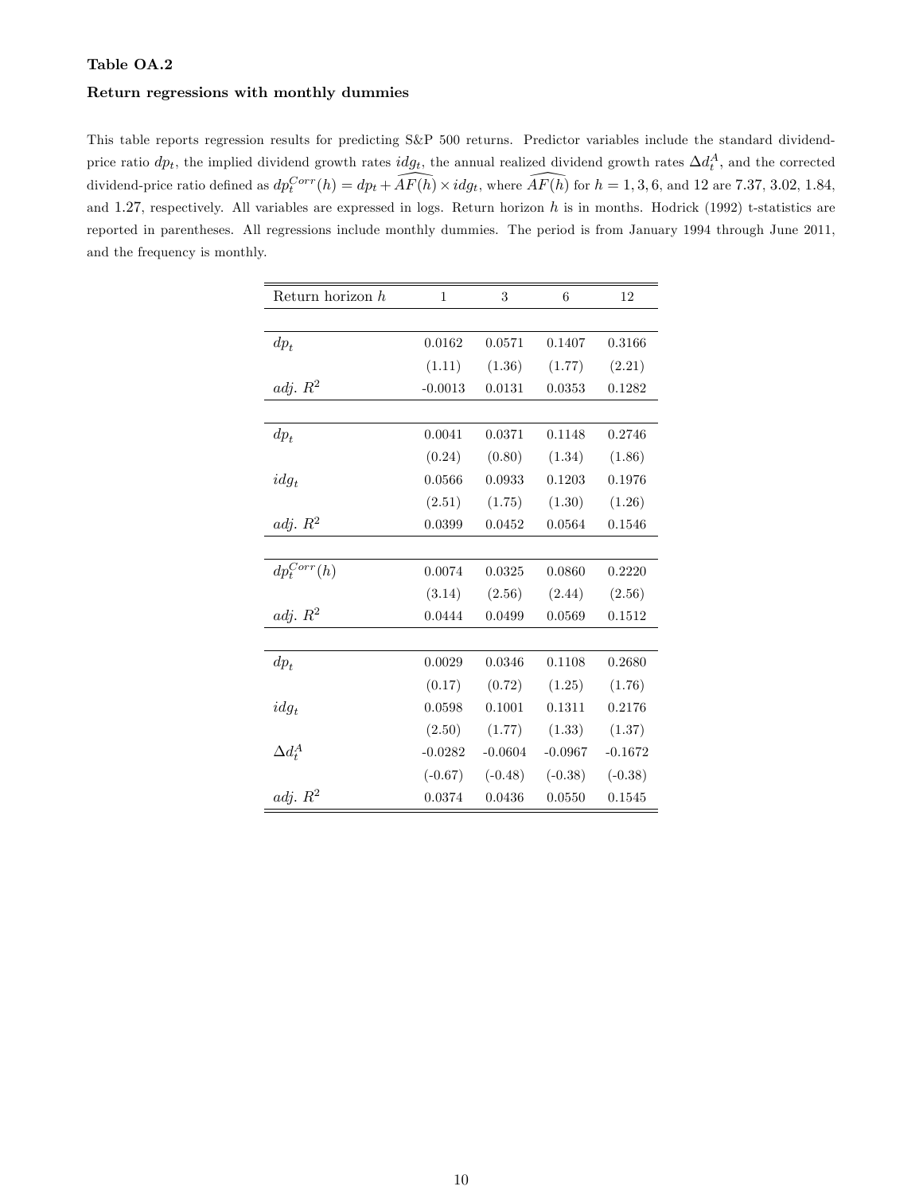**Table OA.2**

**Return regressions with monthly dummies**

This table reports regression results for predicting S&P 500 returns. Predictor variables include the standard dividend-price ratio $dp_t$, the implied dividend growth rates $idg_t$, the annual realized dividend growth rates $\Delta d_t^A$, and the corrected dividend-price ratio defined as $dp_t^{Corr}(h) = dp_t + \widehat{AF(h)} \times idg_t$, where $\widehat{AF(h)}$ for $h = 1, 3, 6$, and 12 are 7.37, 3.02, 1.84, and 1.27, respectively. All variables are expressed in logs. Return horizon $h$ is in months. Hodrick (1992) t-statistics are reported in parentheses. All regressions include monthly dummies. The period is from January 1994 through June 2011, and the frequency is monthly.

| Return horizon $h$ | 1 | 3 | 6 | 12 |
|---|---|---|---|---|
| $dp_t$ | 0.0162 | 0.0571 | 0.1407 | 0.3166 |
| | (1.11) | (1.36) | (1.77) | (2.21) |
| *adj.* $R^2$ | -0.0013 | 0.0131 | 0.0353 | 0.1282 |
| | | | | |
| $dp_t$ | 0.0041 | 0.0371 | 0.1148 | 0.2746 |
| | (0.24) | (0.80) | (1.34) | (1.86) |
| $idg_t$ | 0.0566 | 0.0933 | 0.1203 | 0.1976 |
| | (2.51) | (1.75) | (1.30) | (1.26) |
| *adj.* $R^2$ | 0.0399 | 0.0452 | 0.0564 | 0.1546 |
| | | | | |
| $dp_t^{Corr}(h)$ | 0.0074 | 0.0325 | 0.0860 | 0.2220 |
| | (3.14) | (2.56) | (2.44) | (2.56) |
| *adj.* $R^2$ | 0.0444 | 0.0499 | 0.0569 | 0.1512 |
| | | | | |
| $dp_t$ | 0.0029 | 0.0346 | 0.1108 | 0.2680 |
| | (0.17) | (0.72) | (1.25) | (1.76) |
| $idg_t$ | 0.0598 | 0.1001 | 0.1311 | 0.2176 |
| | (2.50) | (1.77) | (1.33) | (1.37) |
| $\Delta d_t^A$ | -0.0282 | -0.0604 | -0.0967 | -0.1672 |
| | (-0.67) | (-0.48) | (-0.38) | (-0.38) |
| *adj.* $R^2$ | 0.0374 | 0.0436 | 0.0550 | 0.1545 |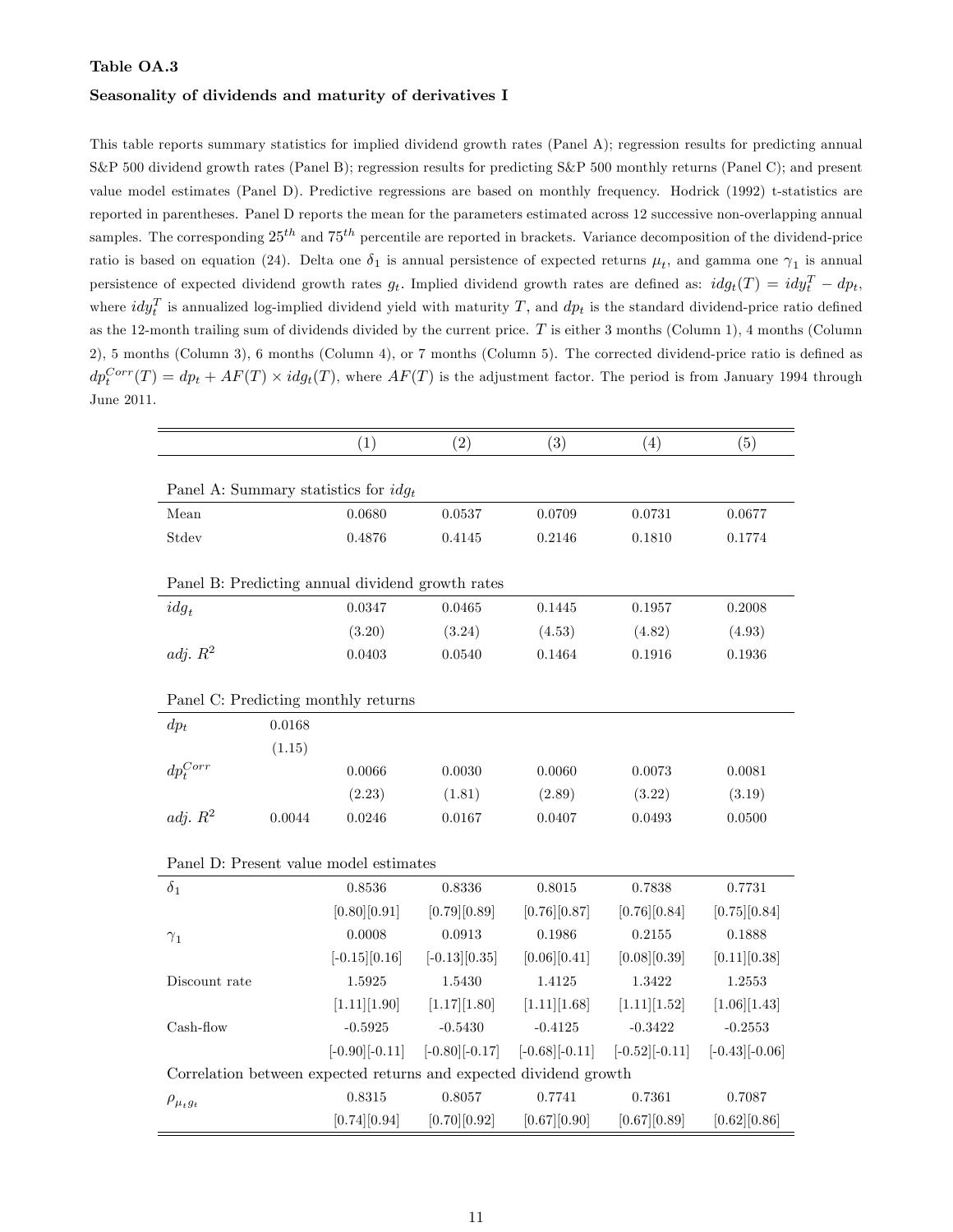**Table OA.3**

**Seasonality of dividends and maturity of derivatives I**

This table reports summary statistics for implied dividend growth rates (Panel A); regression results for predicting annual S&P 500 dividend growth rates (Panel B); regression results for predicting S&P 500 monthly returns (Panel C); and present value model estimates (Panel D). Predictive regressions are based on monthly frequency. Hodrick (1992) t-statistics are reported in parentheses. Panel D reports the mean for the parameters estimated across 12 successive non-overlapping annual samples. The corresponding $25^{th}$ and $75^{th}$ percentile are reported in brackets. Variance decomposition of the dividend-price ratio is based on equation (24). Delta one $\delta_1$ is annual persistence of expected returns $\mu_t$, and gamma one $\gamma_1$ is annual persistence of expected dividend growth rates $g_t$. Implied dividend growth rates are defined as: $idg_t(T) = idy_t^T - dp_t$, where $idy_t^T$ is annualized log-implied dividend yield with maturity $T$, and $dp_t$ is the standard dividend-price ratio defined as the 12-month trailing sum of dividends divided by the current price. $T$ is either 3 months (Column 1), 4 months (Column 2), 5 months (Column 3), 6 months (Column 4), or 7 months (Column 5). The corrected dividend-price ratio is defined as $dp_t^{Corr}(T) = dp_t + AF(T) \times idg_t(T)$, where $AF(T)$ is the adjustment factor. The period is from January 1994 through June 2011.

| | | (1) | (2) | (3) | (4) | (5) |
|---|---|---|---|---|---|---|
| Panel A: Summary statistics for $idg_t$ | | | | | | |
| Mean | | 0.0680 | 0.0537 | 0.0709 | 0.0731 | 0.0677 |
| Stdev | | 0.4876 | 0.4145 | 0.2146 | 0.1810 | 0.1774 |
| Panel B: Predicting annual dividend growth rates | | | | | | |
| $idg_t$ | | 0.0347 | 0.0465 | 0.1445 | 0.1957 | 0.2008 |
| | | (3.20) | (3.24) | (4.53) | (4.82) | (4.93) |
| $adj.\ R^2$ | | 0.0403 | 0.0540 | 0.1464 | 0.1916 | 0.1936 |
| Panel C: Predicting monthly returns | | | | | | |
| $dp_t$ | 0.0168 | | | | | |
| | (1.15) | | | | | |
| $dp_t^{Corr}$ | | 0.0066 | 0.0030 | 0.0060 | 0.0073 | 0.0081 |
| | | (2.23) | (1.81) | (2.89) | (3.22) | (3.19) |
| $adj.\ R^2$ | 0.0044 | 0.0246 | 0.0167 | 0.0407 | 0.0493 | 0.0500 |
| Panel D: Present value model estimates | | | | | | |
| $\delta_1$ | | 0.8536 | 0.8336 | 0.8015 | 0.7838 | 0.7731 |
| | | [0.80][0.91] | [0.79][0.89] | [0.76][0.87] | [0.76][0.84] | [0.75][0.84] |
| $\gamma_1$ | | 0.0008 | 0.0913 | 0.1986 | 0.2155 | 0.1888 |
| | | [-0.15][0.16] | [-0.13][0.35] | [0.06][0.41] | [0.08][0.39] | [0.11][0.38] |
| Discount rate | | 1.5925 | 1.5430 | 1.4125 | 1.3422 | 1.2553 |
| | | [1.11][1.90] | [1.17][1.80] | [1.11][1.68] | [1.11][1.52] | [1.06][1.43] |
| Cash-flow | | -0.5925 | -0.5430 | -0.4125 | -0.3422 | -0.2553 |
| | | [-0.90][-0.11] | [-0.80][-0.17] | [-0.68][-0.11] | [-0.52][-0.11] | [-0.43][-0.06] |
| Correlation between expected returns and expected dividend growth | | | | | | |
| $\rho_{\mu_t g_t}$ | | 0.8315 | 0.8057 | 0.7741 | 0.7361 | 0.7087 |
| | | [0.74][0.94] | [0.70][0.92] | [0.67][0.90] | [0.67][0.89] | [0.62][0.86] |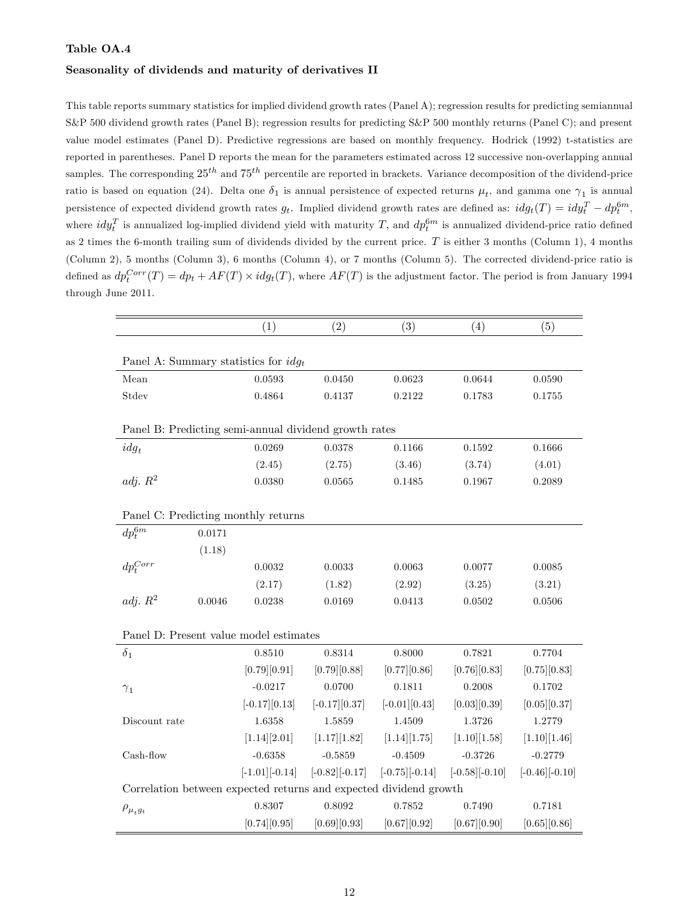**Table OA.4**

**Seasonality of dividends and maturity of derivatives II**

This table reports summary statistics for implied dividend growth rates (Panel A); regression results for predicting semiannual S&P 500 dividend growth rates (Panel B); regression results for predicting S&P 500 monthly returns (Panel C); and present value model estimates (Panel D). Predictive regressions are based on monthly frequency. Hodrick (1992) t-statistics are reported in parentheses. Panel D reports the mean for the parameters estimated across 12 successive non-overlapping annual samples. The corresponding $25^{th}$ and $75^{th}$ percentile are reported in brackets. Variance decomposition of the dividend-price ratio is based on equation (24). Delta one $\delta_1$ is annual persistence of expected returns $\mu_t$, and gamma one $\gamma_1$ is annual persistence of expected dividend growth rates $g_t$. Implied dividend growth rates are defined as: $idg_t(T) = idy_t^T - dp_t^{6m}$, where $idy_t^T$ is annualized log-implied dividend yield with maturity $T$, and $dp_t^{6m}$ is annualized dividend-price ratio defined as 2 times the 6-month trailing sum of dividends divided by the current price. $T$ is either 3 months (Column 1), 4 months (Column 2), 5 months (Column 3), 6 months (Column 4), or 7 months (Column 5). The corrected dividend-price ratio is defined as $dp_t^{Corr}(T) = dp_t + AF(T) \times idg_t(T)$, where $AF(T)$ is the adjustment factor. The period is from January 1994 through June 2011.

| | | (1) | (2) | (3) | (4) | (5) |
|---|---|---|---|---|---|---|
| Panel A: Summary statistics for $idg_t$ | | | | | | |
| Mean | | 0.0593 | 0.0450 | 0.0623 | 0.0644 | 0.0590 |
| Stdev | | 0.4864 | 0.4137 | 0.2122 | 0.1783 | 0.1755 |
| Panel B: Predicting semi-annual dividend growth rates | | | | | | |
| $idg_t$ | | 0.0269 | 0.0378 | 0.1166 | 0.1592 | 0.1666 |
| | | (2.45) | (2.75) | (3.46) | (3.74) | (4.01) |
| *adj.* $R^2$ | | 0.0380 | 0.0565 | 0.1485 | 0.1967 | 0.2089 |
| Panel C: Predicting monthly returns | | | | | | |
| $dp_t^{6m}$ | 0.0171 | | | | | |
| | (1.18) | | | | | |
| $dp_t^{Corr}$ | | 0.0032 | 0.0033 | 0.0063 | 0.0077 | 0.0085 |
| | | (2.17) | (1.82) | (2.92) | (3.25) | (3.21) |
| *adj.* $R^2$ | 0.0046 | 0.0238 | 0.0169 | 0.0413 | 0.0502 | 0.0506 |
| Panel D: Present value model estimates | | | | | | |
| $\delta_1$ | | 0.8510 | 0.8314 | 0.8000 | 0.7821 | 0.7704 |
| | | [0.79][0.91] | [0.79][0.88] | [0.77][0.86] | [0.76][0.83] | [0.75][0.83] |
| $\gamma_1$ | | -0.0217 | 0.0700 | 0.1811 | 0.2008 | 0.1702 |
| | | [-0.17][0.13] | [-0.17][0.37] | [-0.01][0.43] | [0.03][0.39] | [0.05][0.37] |
| Discount rate | | 1.6358 | 1.5859 | 1.4509 | 1.3726 | 1.2779 |
| | | [1.14][2.01] | [1.17][1.82] | [1.14][1.75] | [1.10][1.58] | [1.10][1.46] |
| Cash-flow | | -0.6358 | -0.5859 | -0.4509 | -0.3726 | -0.2779 |
| | | [-1.01][-0.14] | [-0.82][-0.17] | [-0.75][-0.14] | [-0.58][-0.10] | [-0.46][-0.10] |
| Correlation between expected returns and expected dividend growth | | | | | | |
| $\rho_{\mu_t g_t}$ | | 0.8307 | 0.8092 | 0.7852 | 0.7490 | 0.7181 |
| | | [0.74][0.95] | [0.69][0.93] | [0.67][0.92] | [0.67][0.90] | [0.65][0.86] |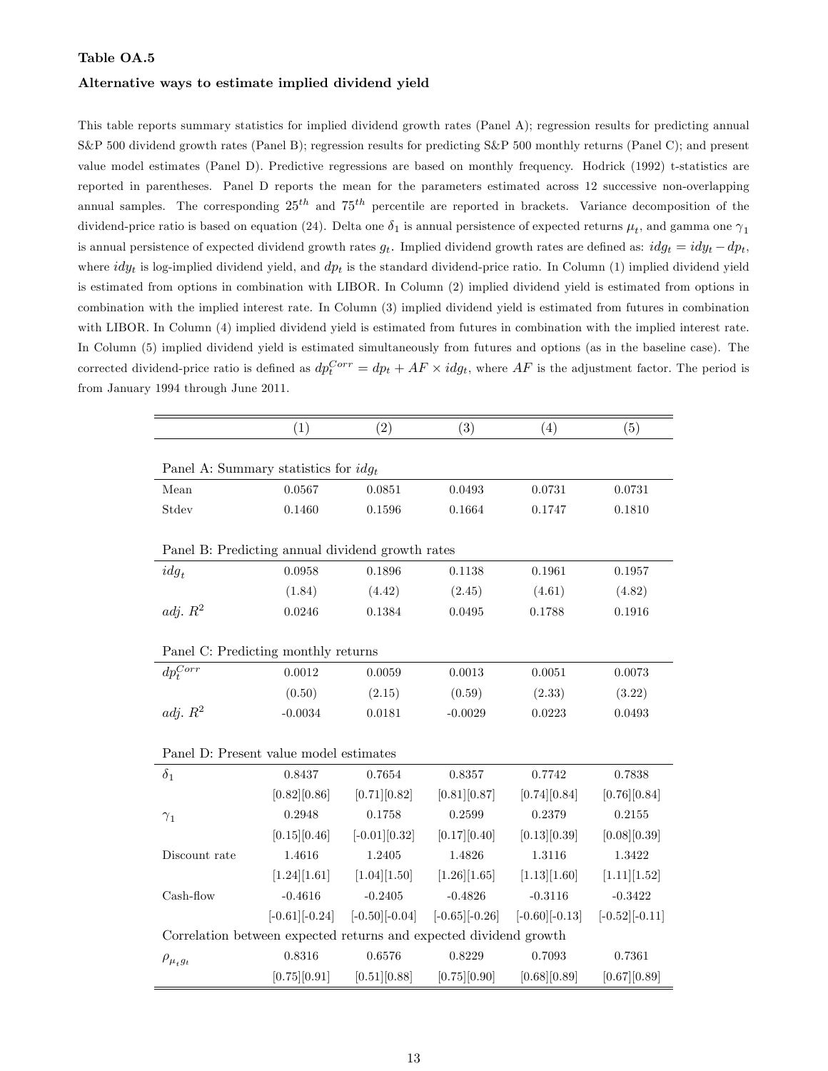**Table OA.5**

**Alternative ways to estimate implied dividend yield**

This table reports summary statistics for implied dividend growth rates (Panel A); regression results for predicting annual S&P 500 dividend growth rates (Panel B); regression results for predicting S&P 500 monthly returns (Panel C); and present value model estimates (Panel D). Predictive regressions are based on monthly frequency. Hodrick (1992) t-statistics are reported in parentheses. Panel D reports the mean for the parameters estimated across 12 successive non-overlapping annual samples. The corresponding $25^{th}$ and $75^{th}$ percentile are reported in brackets. Variance decomposition of the dividend-price ratio is based on equation (24). Delta one $\delta_1$ is annual persistence of expected returns $\mu_t$, and gamma one $\gamma_1$ is annual persistence of expected dividend growth rates $g_t$. Implied dividend growth rates are defined as: $idg_t = idy_t - dp_t$, where $idy_t$ is log-implied dividend yield, and $dp_t$ is the standard dividend-price ratio. In Column (1) implied dividend yield is estimated from options in combination with LIBOR. In Column (2) implied dividend yield is estimated from options in combination with the implied interest rate. In Column (3) implied dividend yield is estimated from futures in combination with LIBOR. In Column (4) implied dividend yield is estimated from futures in combination with the implied interest rate. In Column (5) implied dividend yield is estimated simultaneously from futures and options (as in the baseline case). The corrected dividend-price ratio is defined as $dp_t^{Corr} = dp_t + AF \times idg_t$, where $AF$ is the adjustment factor. The period is from January 1994 through June 2011.

| | (1) | (2) | (3) | (4) | (5) |
|---|---|---|---|---|---|
| Panel A: Summary statistics for $idg_t$ | | | | | |
| Mean | 0.0567 | 0.0851 | 0.0493 | 0.0731 | 0.0731 |
| Stdev | 0.1460 | 0.1596 | 0.1664 | 0.1747 | 0.1810 |
| Panel B: Predicting annual dividend growth rates | | | | | |
| $idg_t$ | 0.0958 | 0.1896 | 0.1138 | 0.1961 | 0.1957 |
| | (1.84) | (4.42) | (2.45) | (4.61) | (4.82) |
| *adj.* $R^2$ | 0.0246 | 0.1384 | 0.0495 | 0.1788 | 0.1916 |
| Panel C: Predicting monthly returns | | | | | |
| $dp_t^{Corr}$ | 0.0012 | 0.0059 | 0.0013 | 0.0051 | 0.0073 |
| | (0.50) | (2.15) | (0.59) | (2.33) | (3.22) |
| *adj.* $R^2$ | -0.0034 | 0.0181 | -0.0029 | 0.0223 | 0.0493 |
| Panel D: Present value model estimates | | | | | |
| $\delta_1$ | 0.8437 | 0.7654 | 0.8357 | 0.7742 | 0.7838 |
| | [0.82][0.86] | [0.71][0.82] | [0.81][0.87] | [0.74][0.84] | [0.76][0.84] |
| $\gamma_1$ | 0.2948 | 0.1758 | 0.2599 | 0.2379 | 0.2155 |
| | [0.15][0.46] | [-0.01][0.32] | [0.17][0.40] | [0.13][0.39] | [0.08][0.39] |
| Discount rate | 1.4616 | 1.2405 | 1.4826 | 1.3116 | 1.3422 |
| | [1.24][1.61] | [1.04][1.50] | [1.26][1.65] | [1.13][1.60] | [1.11][1.52] |
| Cash-flow | -0.4616 | -0.2405 | -0.4826 | -0.3116 | -0.3422 |
| | [-0.61][-0.24] | [-0.50][-0.04] | [-0.65][-0.26] | [-0.60][-0.13] | [-0.52][-0.11] |
| Correlation between expected returns and expected dividend growth | | | | | |
| $\rho_{\mu_t g_t}$ | 0.8316 | 0.6576 | 0.8229 | 0.7093 | 0.7361 |
| | [0.75][0.91] | [0.51][0.88] | [0.75][0.90] | [0.68][0.89] | [0.67][0.89] |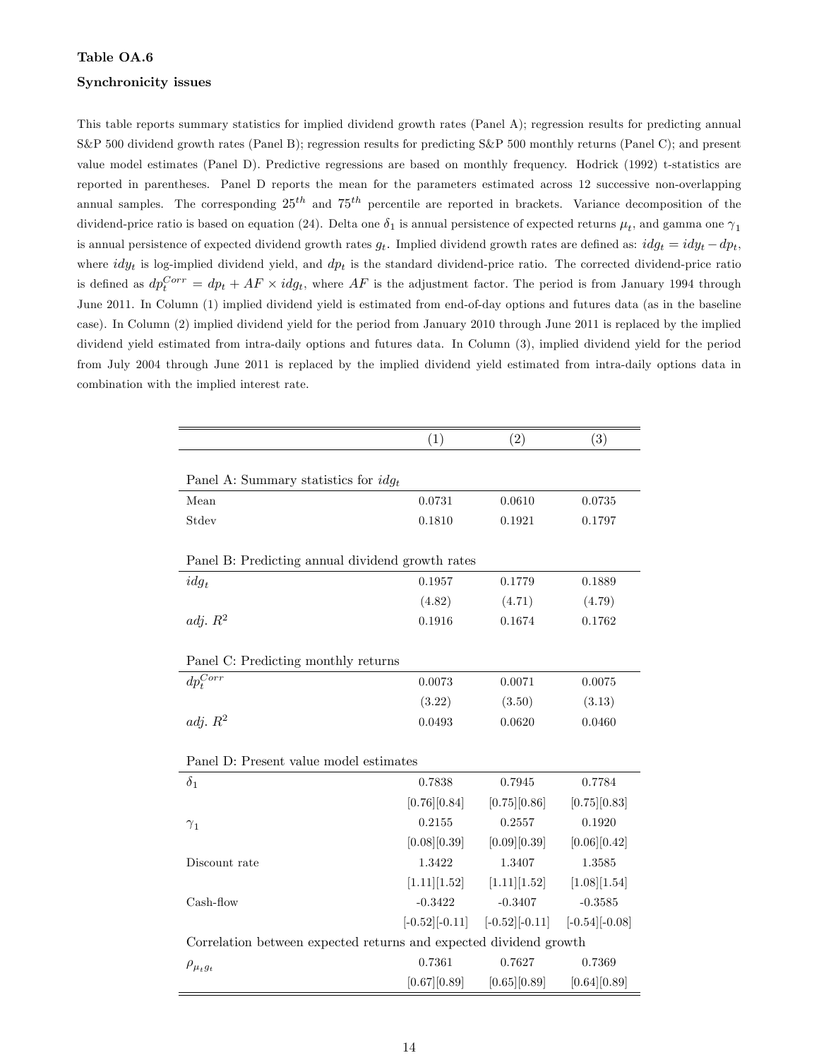**Table OA.6**

**Synchronicity issues**

This table reports summary statistics for implied dividend growth rates (Panel A); regression results for predicting annual S&P 500 dividend growth rates (Panel B); regression results for predicting S&P 500 monthly returns (Panel C); and present value model estimates (Panel D). Predictive regressions are based on monthly frequency. Hodrick (1992) t-statistics are reported in parentheses. Panel D reports the mean for the parameters estimated across 12 successive non-overlapping annual samples. The corresponding $25^{th}$ and $75^{th}$ percentile are reported in brackets. Variance decomposition of the dividend-price ratio is based on equation (24). Delta one $\delta_1$ is annual persistence of expected returns $\mu_t$, and gamma one $\gamma_1$ is annual persistence of expected dividend growth rates $g_t$. Implied dividend growth rates are defined as: $idg_t = idy_t - dp_t$, where $idy_t$ is log-implied dividend yield, and $dp_t$ is the standard dividend-price ratio. The corrected dividend-price ratio is defined as $dp_t^{Corr} = dp_t + AF \times idg_t$, where $AF$ is the adjustment factor. The period is from January 1994 through June 2011. In Column (1) implied dividend yield is estimated from end-of-day options and futures data (as in the baseline case). In Column (2) implied dividend yield for the period from January 2010 through June 2011 is replaced by the implied dividend yield estimated from intra-daily options and futures data. In Column (3), implied dividend yield for the period from July 2004 through June 2011 is replaced by the implied dividend yield estimated from intra-daily options data in combination with the implied interest rate.

| | (1) | (2) | (3) |
|---|---|---|---|
| Panel A: Summary statistics for $idg_t$ | | | |
| Mean | 0.0731 | 0.0610 | 0.0735 |
| Stdev | 0.1810 | 0.1921 | 0.1797 |
| Panel B: Predicting annual dividend growth rates | | | |
| $idg_t$ | 0.1957 | 0.1779 | 0.1889 |
| | (4.82) | (4.71) | (4.79) |
| *adj.* $R^2$ | 0.1916 | 0.1674 | 0.1762 |
| Panel C: Predicting monthly returns | | | |
| $dp_t^{Corr}$ | 0.0073 | 0.0071 | 0.0075 |
| | (3.22) | (3.50) | (3.13) |
| *adj.* $R^2$ | 0.0493 | 0.0620 | 0.0460 |
| Panel D: Present value model estimates | | | |
| $\delta_1$ | 0.7838 | 0.7945 | 0.7784 |
| | [0.76][0.84] | [0.75][0.86] | [0.75][0.83] |
| $\gamma_1$ | 0.2155 | 0.2557 | 0.1920 |
| | [0.08][0.39] | [0.09][0.39] | [0.06][0.42] |
| Discount rate | 1.3422 | 1.3407 | 1.3585 |
| | [1.11][1.52] | [1.11][1.52] | [1.08][1.54] |
| Cash-flow | -0.3422 | -0.3407 | -0.3585 |
| | [-0.52][-0.11] | [-0.52][-0.11] | [-0.54][-0.08] |
| Correlation between expected returns and expected dividend growth | | | |
| $\rho_{\mu_t g_t}$ | 0.7361 | 0.7627 | 0.7369 |
| | [0.67][0.89] | [0.65][0.89] | [0.64][0.89] |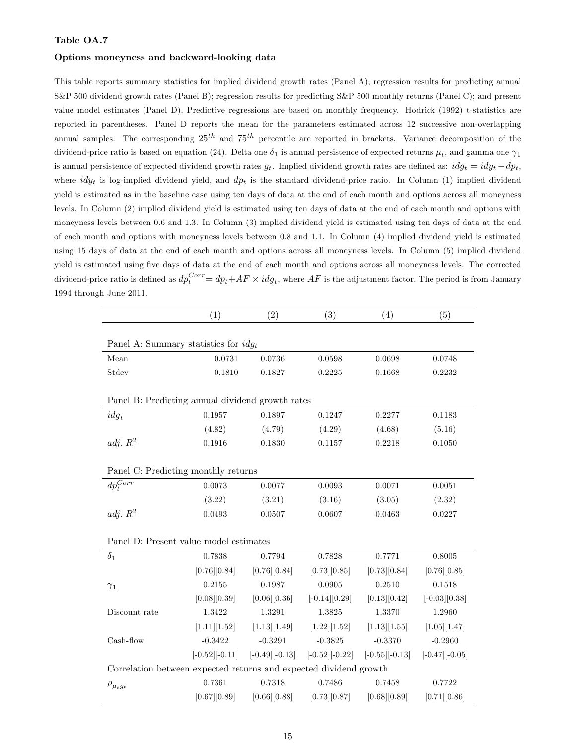**Table OA.7**

**Options moneyness and backward-looking data**

This table reports summary statistics for implied dividend growth rates (Panel A); regression results for predicting annual S&P 500 dividend growth rates (Panel B); regression results for predicting S&P 500 monthly returns (Panel C); and present value model estimates (Panel D). Predictive regressions are based on monthly frequency. Hodrick (1992) t-statistics are reported in parentheses. Panel D reports the mean for the parameters estimated across 12 successive non-overlapping annual samples. The corresponding $25^{th}$ and $75^{th}$ percentile are reported in brackets. Variance decomposition of the dividend-price ratio is based on equation (24). Delta one $\delta_1$ is annual persistence of expected returns $\mu_t$, and gamma one $\gamma_1$ is annual persistence of expected dividend growth rates $g_t$. Implied dividend growth rates are defined as: $idg_t = idy_t - dp_t$, where $idy_t$ is log-implied dividend yield, and $dp_t$ is the standard dividend-price ratio. In Column (1) implied dividend yield is estimated as in the baseline case using ten days of data at the end of each month and options across all moneyness levels. In Column (2) implied dividend yield is estimated using ten days of data at the end of each month and options with moneyness levels between 0.6 and 1.3. In Column (3) implied dividend yield is estimated using ten days of data at the end of each month and options with moneyness levels between 0.8 and 1.1. In Column (4) implied dividend yield is estimated using 15 days of data at the end of each month and options across all moneyness levels. In Column (5) implied dividend yield is estimated using five days of data at the end of each month and options across all moneyness levels. The corrected dividend-price ratio is defined as $dp_t^{Corr} = dp_t + AF \times idg_t$, where $AF$ is the adjustment factor. The period is from January 1994 through June 2011.

| | (1) | (2) | (3) | (4) | (5) |
|---|---|---|---|---|---|
| Panel A: Summary statistics for $idg_t$ | | | | | |
| Mean | 0.0731 | 0.0736 | 0.0598 | 0.0698 | 0.0748 |
| Stdev | 0.1810 | 0.1827 | 0.2225 | 0.1668 | 0.2232 |
| Panel B: Predicting annual dividend growth rates | | | | | |
| $idg_t$ | 0.1957 | 0.1897 | 0.1247 | 0.2277 | 0.1183 |
| | (4.82) | (4.79) | (4.29) | (4.68) | (5.16) |
| *adj.* $R^2$ | 0.1916 | 0.1830 | 0.1157 | 0.2218 | 0.1050 |
| Panel C: Predicting monthly returns | | | | | |
| $dp_t^{Corr}$ | 0.0073 | 0.0077 | 0.0093 | 0.0071 | 0.0051 |
| | (3.22) | (3.21) | (3.16) | (3.05) | (2.32) |
| *adj.* $R^2$ | 0.0493 | 0.0507 | 0.0607 | 0.0463 | 0.0227 |
| Panel D: Present value model estimates | | | | | |
| $\delta_1$ | 0.7838 | 0.7794 | 0.7828 | 0.7771 | 0.8005 |
| | [0.76][0.84] | [0.76][0.84] | [0.73][0.85] | [0.73][0.84] | [0.76][0.85] |
| $\gamma_1$ | 0.2155 | 0.1987 | 0.0905 | 0.2510 | 0.1518 |
| | [0.08][0.39] | [0.06][0.36] | [-0.14][0.29] | [0.13][0.42] | [-0.03][0.38] |
| Discount rate | 1.3422 | 1.3291 | 1.3825 | 1.3370 | 1.2960 |
| | [1.11][1.52] | [1.13][1.49] | [1.22][1.52] | [1.13][1.55] | [1.05][1.47] |
| Cash-flow | -0.3422 | -0.3291 | -0.3825 | -0.3370 | -0.2960 |
| | [-0.52][-0.11] | [-0.49][-0.13] | [-0.52][-0.22] | [-0.55][-0.13] | [-0.47][-0.05] |
| Correlation between expected returns and expected dividend growth | | | | | |
| $\rho_{\mu_t g_t}$ | 0.7361 | 0.7318 | 0.7486 | 0.7458 | 0.7722 |
| | [0.67][0.89] | [0.66][0.88] | [0.73][0.87] | [0.68][0.89] | [0.71][0.86] |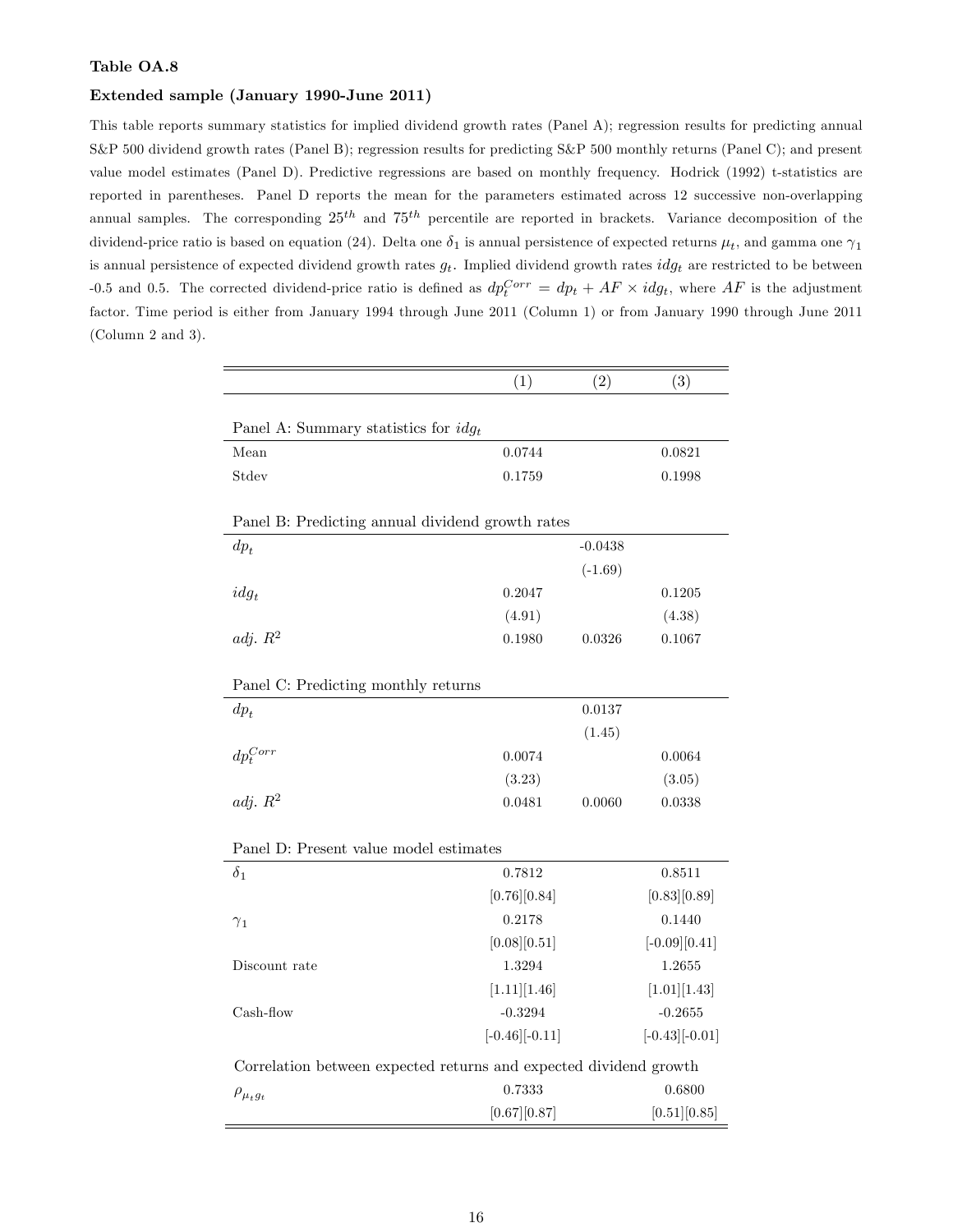**Table OA.8**

**Extended sample (January 1990-June 2011)**

This table reports summary statistics for implied dividend growth rates (Panel A); regression results for predicting annual S&P 500 dividend growth rates (Panel B); regression results for predicting S&P 500 monthly returns (Panel C); and present value model estimates (Panel D). Predictive regressions are based on monthly frequency. Hodrick (1992) t-statistics are reported in parentheses. Panel D reports the mean for the parameters estimated across 12 successive non-overlapping annual samples. The corresponding $25^{th}$ and $75^{th}$ percentile are reported in brackets. Variance decomposition of the dividend-price ratio is based on equation (24). Delta one $\delta_1$ is annual persistence of expected returns $\mu_t$, and gamma one $\gamma_1$ is annual persistence of expected dividend growth rates $g_t$. Implied dividend growth rates $idg_t$ are restricted to be between -0.5 and 0.5. The corrected dividend-price ratio is defined as $dp_t^{Corr} = dp_t + AF \times idg_t$, where $AF$ is the adjustment factor. Time period is either from January 1994 through June 2011 (Column 1) or from January 1990 through June 2011 (Column 2 and 3).

| | (1) | (2) | (3) |
|---|---|---|---|
| **Panel A: Summary statistics for $idg_t$** | | | |
| Mean | 0.0744 | | 0.0821 |
| Stdev | 0.1759 | | 0.1998 |
| **Panel B: Predicting annual dividend growth rates** | | | |
| $dp_t$ | | -0.0438 | |
| | | (-1.69) | |
| $idg_t$ | 0.2047 | | 0.1205 |
| | (4.91) | | (4.38) |
| *adj.* $R^2$ | 0.1980 | 0.0326 | 0.1067 |
| **Panel C: Predicting monthly returns** | | | |
| $dp_t$ | | 0.0137 | |
| | | (1.45) | |
| $dp_t^{Corr}$ | 0.0074 | | 0.0064 |
| | (3.23) | | (3.05) |
| *adj.* $R^2$ | 0.0481 | 0.0060 | 0.0338 |
| **Panel D: Present value model estimates** | | | |
| $\delta_1$ | 0.7812 | | 0.8511 |
| | [0.76][0.84] | | [0.83][0.89] |
| $\gamma_1$ | 0.2178 | | 0.1440 |
| | [0.08][0.51] | | [-0.09][0.41] |
| Discount rate | 1.3294 | | 1.2655 |
| | [1.11][1.46] | | [1.01][1.43] |
| Cash-flow | -0.3294 | | -0.2655 |
| | [-0.46][-0.11] | | [-0.43][-0.01] |
| **Correlation between expected returns and expected dividend growth** | | | |
| $\rho_{\mu_t g_t}$ | 0.7333 | | 0.6800 |
| | [0.67][0.87] | | [0.51][0.85] |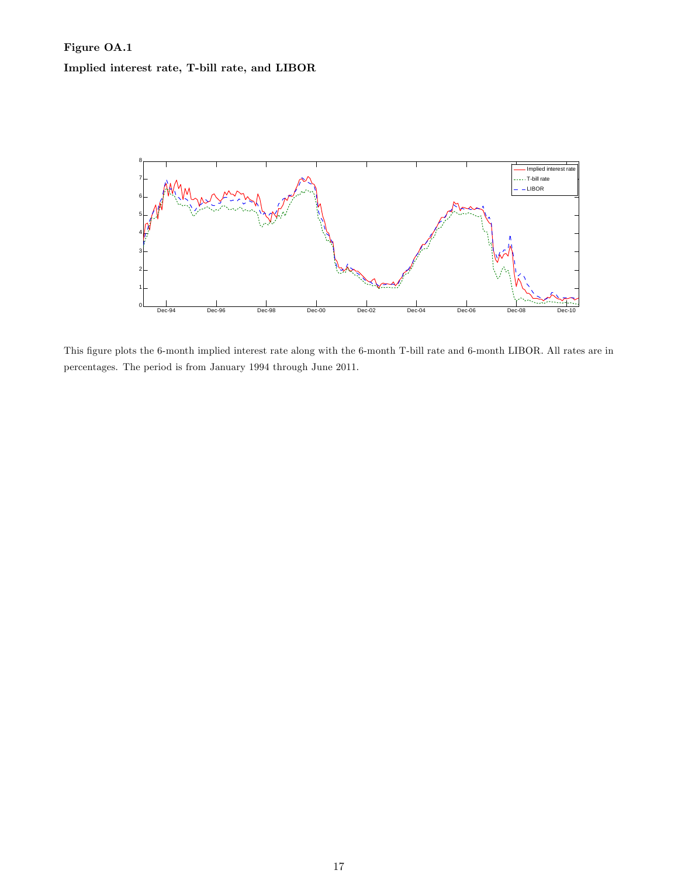**Figure OA.1**

**Implied interest rate, T-bill rate, and LIBOR**

Implied interest rate
T-bill rate
LIBOR

8
7
6
5
4
3
2
1
0

Dec-94 Dec-96 Dec-98 Dec-00 Dec-02 Dec-04 Dec-06 Dec-08 Dec-10

This figure plots the 6-month implied interest rate along with the 6-month T-bill rate and 6-month LIBOR. All rates are in percentages. The period is from January 1994 through June 2011.